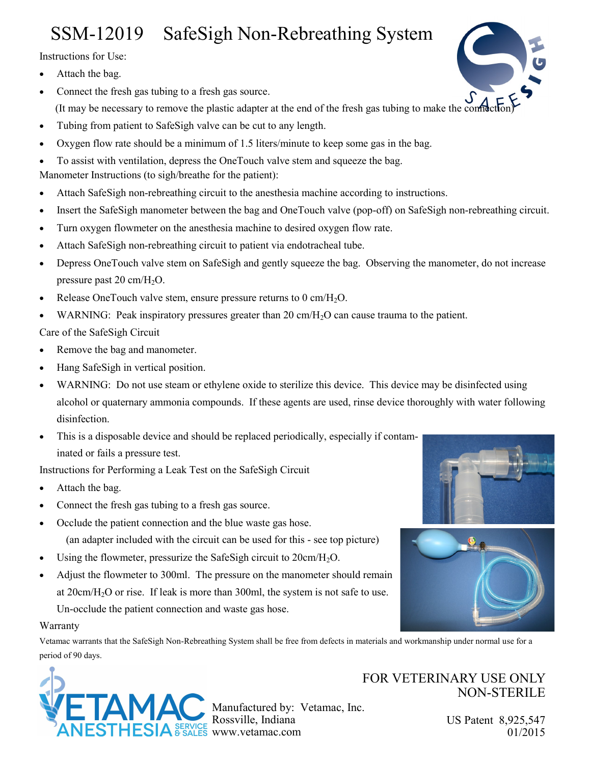# SSM-12019 SafeSigh Non-Rebreathing System

Instructions for Use:

- Attach the bag.
- Connect the fresh gas tubing to a fresh gas source.
  (It may be necessary to remove the plastic adapter at the end of the fresh gas tubing to make the connection)
- Tubing from patient to SafeSigh valve can be cut to any length.
- Oxygen flow rate should be a minimum of 1.5 liters/minute to keep some gas in the bag.
- To assist with ventilation, depress the OneTouch valve stem and squeeze the bag.

Manometer Instructions (to sigh/breathe for the patient):

- Attach SafeSigh non-rebreathing circuit to the anesthesia machine according to instructions.
- Insert the SafeSigh manometer between the bag and OneTouch valve (pop-off) on SafeSigh non-rebreathing circuit.
- Turn oxygen flowmeter on the anesthesia machine to desired oxygen flow rate.
- Attach SafeSigh non-rebreathing circuit to patient via endotracheal tube.
- Depress OneTouch valve stem on SafeSigh and gently squeeze the bag. Observing the manometer, do not increase pressure past 20 cm/$H_2O$.
- Release OneTouch valve stem, ensure pressure returns to 0 cm/$H_2O$.
- WARNING: Peak inspiratory pressures greater than 20 cm/$H_2O$ can cause trauma to the patient.

Care of the SafeSigh Circuit

- Remove the bag and manometer.
- Hang SafeSigh in vertical position.
- WARNING: Do not use steam or ethylene oxide to sterilize this device. This device may be disinfected using alcohol or quaternary ammonia compounds. If these agents are used, rinse device thoroughly with water following disinfection.
- This is a disposable device and should be replaced periodically, especially if contaminated or fails a pressure test.

Instructions for Performing a Leak Test on the SafeSigh Circuit

- Attach the bag.
- Connect the fresh gas tubing to a fresh gas source.
- Occlude the patient connection and the blue waste gas hose.
  (an adapter included with the circuit can be used for this - see top picture)
- Using the flowmeter, pressurize the SafeSigh circuit to 20cm/$H_2O$.
- Adjust the flowmeter to 300ml. The pressure on the manometer should remain at 20cm/$H_2O$ or rise. If leak is more than 300ml, the system is not safe to use. Un-occlude the patient connection and waste gas hose.

Warranty

Vetamac warrants that the SafeSigh Non-Rebreathing System shall be free from defects in materials and workmanship under normal use for a period of 90 days.

FOR VETERINARY USE ONLY
NON-STERILE

VETAMAC ANESTHESIA SERVICE & SALES

Manufactured by: Vetamac, Inc.
Rossville, Indiana
www.vetamac.com

US Patent 8,925,547
01/2015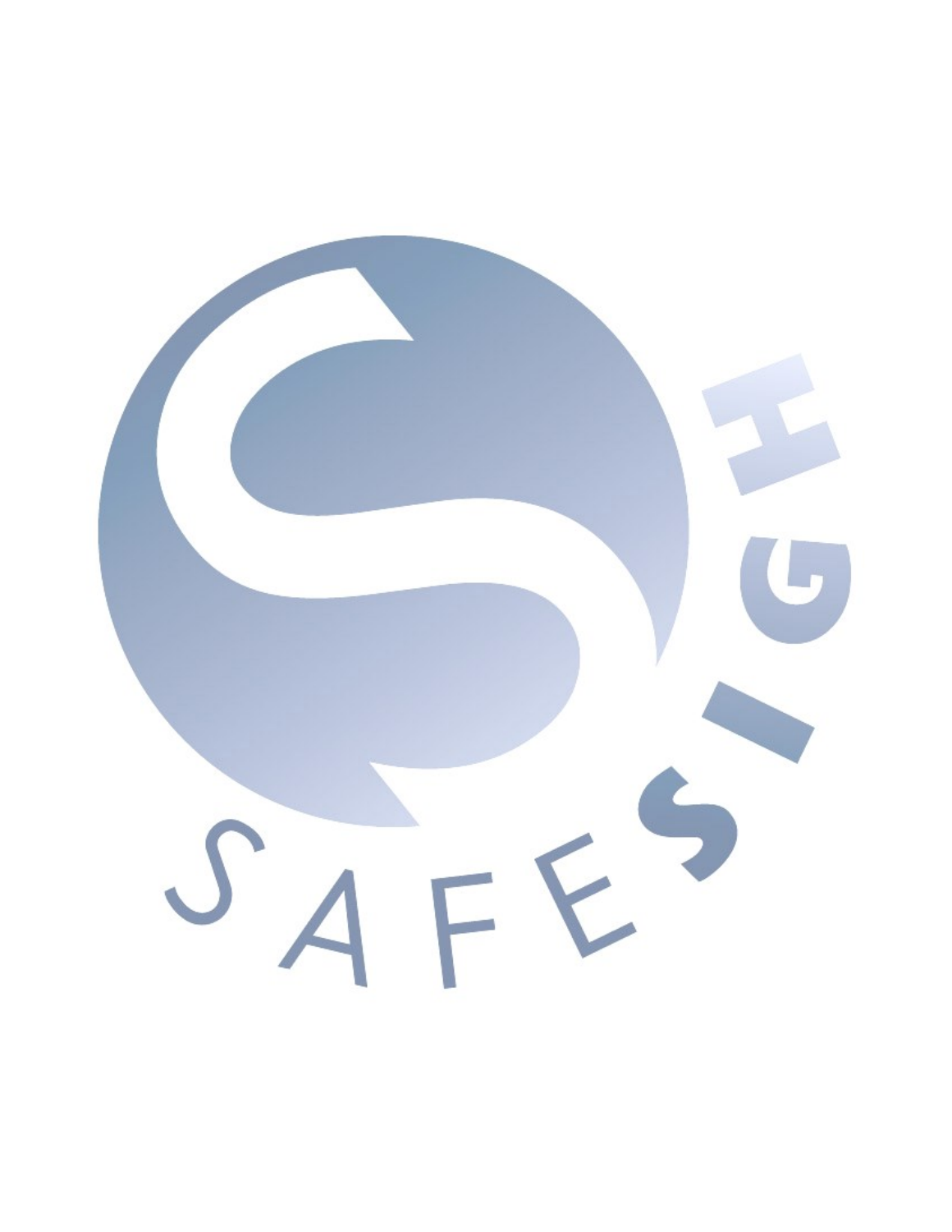SAFESIGH